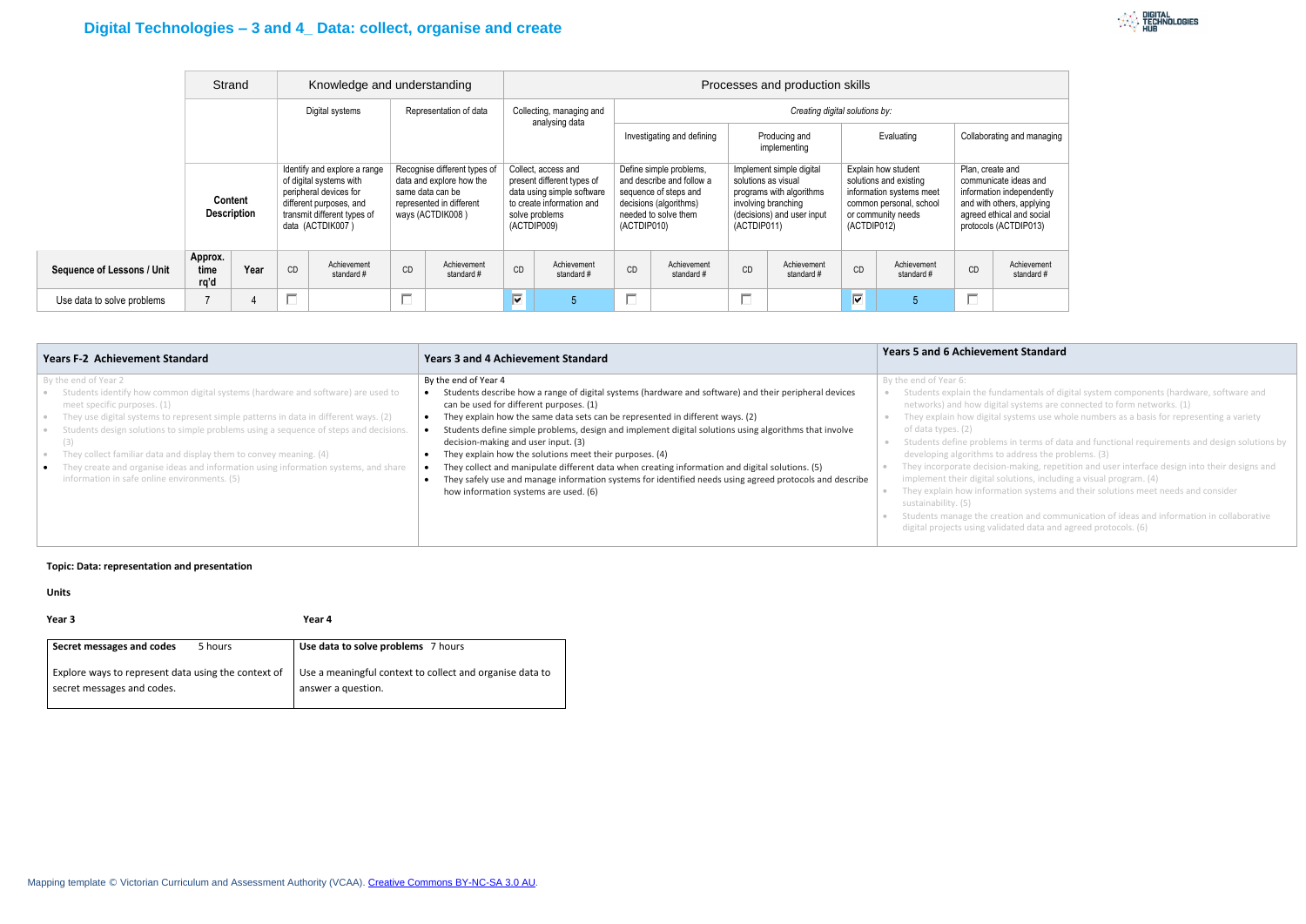# Digital Technologies – 3 and 4_ Data: collect, organise and create

| Strand | | | Knowledge and understanding | | | | Processes and production skills | | | | | | | | | |
|---|---|---|---|---|---|---|---|---|---|---|---|---|---|---|---|---|
| | | | Digital systems | | Representation of data | | Collecting, managing and analysing data | | *Creating digital solutions by:* | | | | | | | |
| | | | | | | | | | Investigating and defining | | Producing and implementing | | Evaluating | | Collaborating and managing | |
| Content Description | | | Identify and explore a range of digital systems with peripheral devices for different purposes, and transmit different types of data (ACTDIK007) | | Recognise different types of data and explore how the same data can be represented in different ways (ACTDIK008) | | Collect, access and present different types of data using simple software to create information and solve problems (ACTDIP009) | | Define simple problems, and describe and follow a sequence of steps and decisions (algorithms) needed to solve them (ACTDIP010) | | Implement simple digital solutions as visual programs with algorithms involving branching (decisions) and user input (ACTDIP011) | | Explain how student solutions and existing information systems meet common personal, school or community needs (ACTDIP012) | | Plan, create and communicate ideas and information independently and with others, applying agreed ethical and social protocols (ACTDIP013) | |
| **Sequence of Lessons / Unit** | **Approx. time rq'd** | **Year** | CD | Achievement standard # | CD | Achievement standard # | CD | Achievement standard # | CD | Achievement standard # | CD | Achievement standard # | CD | Achievement standard # | CD | Achievement standard # |
| Use data to solve problems | 7 | 4 | ☐ | | ☐ | | ☑ | 5 | ☐ | | ☐ | | ☑ | 5 | ☐ | |

| Years F-2 Achievement Standard | Years 3 and 4 Achievement Standard | Years 5 and 6 Achievement Standard |
|---|---|---|
| By the end of Year 2<br>• Students identify how common digital systems (hardware and software) are used to meet specific purposes. (1)<br>• They use digital systems to represent simple patterns in data in different ways. (2)<br>• Students design solutions to simple problems using a sequence of steps and decisions. (3)<br>• They collect familiar data and display them to convey meaning. (4)<br>• They create and organise ideas and information using information systems, and share information in safe online environments. (5) | By the end of Year 4<br>• Students describe how a range of digital systems (hardware and software) and their peripheral devices can be used for different purposes. (1)<br>• They explain how the same data sets can be represented in different ways. (2)<br>• Students define simple problems, design and implement digital solutions using algorithms that involve decision-making and user input. (3)<br>• They explain how the solutions meet their purposes. (4)<br>• They collect and manipulate different data when creating information and digital solutions. (5)<br>• They safely use and manage information systems for identified needs using agreed protocols and describe how information systems are used. (6) | By the end of Year 6:<br>• Students explain the fundamentals of digital system components (hardware, software and networks) and how digital systems are connected to form networks. (1)<br>• They explain how digital systems use whole numbers as a basis for representing a variety of data types. (2)<br>• Students define problems in terms of data and functional requirements and design solutions by developing algorithms to address the problems. (3)<br>• They incorporate decision-making, repetition and user interface design into their designs and implement their digital solutions, including a visual program. (4)<br>• They explain how information systems and their solutions meet needs and consider sustainability. (5)<br>• Students manage the creation and communication of ideas and information in collaborative digital projects using validated data and agreed protocols. (6) |

**Topic: Data: representation and presentation**

**Units**

| Year 3 | Year 4 |
|---|---|
| **Secret messages and codes** 5 hours | **Use data to solve problems** 7 hours |
| Explore ways to represent data using the context of secret messages and codes. | Use a meaningful context to collect and organise data to answer a question. |

Mapping template © Victorian Curriculum and Assessment Authority (VCAA). Creative Commons BY-NC-SA 3.0 AU.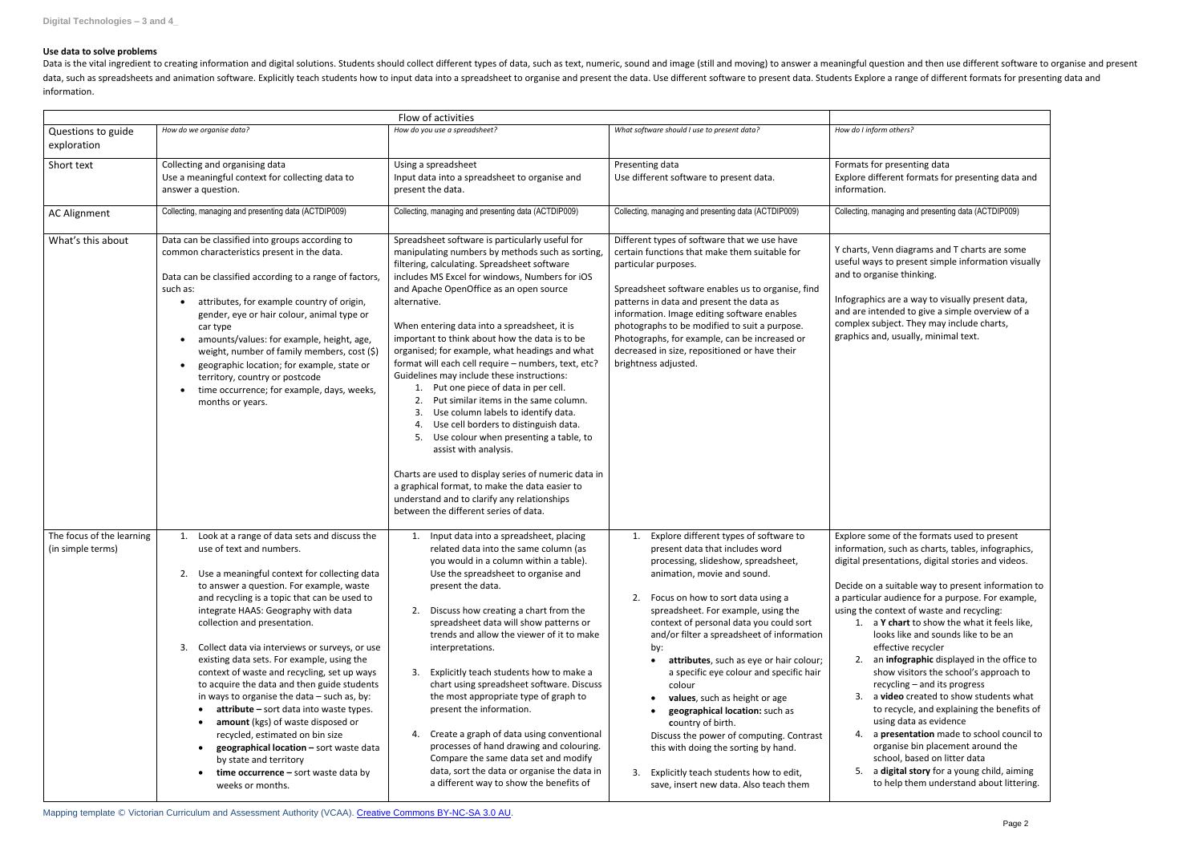## Use data to solve problems

Data is the vital ingredient to creating information and digital solutions. Students should collect different types of data, such as text, numeric, sound and image (still and moving) to answer a meaningful question and then use different software to organise and present data, such as spreadsheets and animation software. Explicitly teach students how to input data into a spreadsheet to organise and present the data. Use different software to present data. Students Explore a range of different formats for presenting data and information.

| Flow of activities | | | | |
|---|---|---|---|---|
| Questions to guide exploration | *How do we organise data?* | *How do you use a spreadsheet?* | *What software should I use to present data?* | *How do I inform others?* |
| Short text | Collecting and organising data<br>Use a meaningful context for collecting data to answer a question. | Using a spreadsheet<br>Input data into a spreadsheet to organise and present the data. | Presenting data<br>Use different software to present data. | Formats for presenting data<br>Explore different formats for presenting data and information. |
| AC Alignment | Collecting, managing and presenting data (ACTDIP009) | Collecting, managing and presenting data (ACTDIP009) | Collecting, managing and presenting data (ACTDIP009) | Collecting, managing and presenting data (ACTDIP009) |
| What's this about | Data can be classified into groups according to common characteristics present in the data.<br><br>Data can be classified according to a range of factors, such as:<br>• attributes, for example country of origin, gender, eye or hair colour, animal type or car type<br>• amounts/values: for example, height, age, weight, number of family members, cost ($)<br>• geographic location; for example, state or territory, country or postcode<br>• time occurrence; for example, days, weeks, months or years. | Spreadsheet software is particularly useful for manipulating numbers by methods such as sorting, filtering, calculating. Spreadsheet software includes MS Excel for windows, Numbers for iOS and Apache OpenOffice as an open source alternative.<br><br>When entering data into a spreadsheet, it is important to think about how the data is to be organised; for example, what headings and what format will each cell require – numbers, text, etc? Guidelines may include these instructions:<br>1. Put one piece of data in per cell.<br>2. Put similar items in the same column.<br>3. Use column labels to identify data.<br>4. Use cell borders to distinguish data.<br>5. Use colour when presenting a table, to assist with analysis.<br><br>Charts are used to display series of numeric data in a graphical format, to make the data easier to understand and to clarify any relationships between the different series of data. | Different types of software that we use have certain functions that make them suitable for particular purposes.<br><br>Spreadsheet software enables us to organise, find patterns in data and present the data as information. Image editing software enables photographs to be modified to suit a purpose. Photographs, for example, can be increased or decreased in size, repositioned or have their brightness adjusted. | Y charts, Venn diagrams and T charts are some useful ways to present simple information visually and to organise thinking.<br><br>Infographics are a way to visually present data, and are intended to give a simple overview of a complex subject. They may include charts, graphics and, usually, minimal text. |
| The focus of the learning (in simple terms) | 1. Look at a range of data sets and discuss the use of text and numbers.<br><br>2. Use a meaningful context for collecting data to answer a question. For example, waste and recycling is a topic that can be used to integrate HAAS: Geography with data collection and presentation.<br><br>3. Collect data via interviews or surveys, or use existing data sets. For example, using the context of waste and recycling, set up ways to acquire the data and then guide students in ways to organise the data – such as, by:<br>• **attribute –** sort data into waste types.<br>• **amount** (kgs) of waste disposed or recycled, estimated on bin size<br>• **geographical location –** sort waste data by state and territory<br>• **time occurrence –** sort waste data by weeks or months. | 1. Input data into a spreadsheet, placing related data into the same column (as you would in a column within a table). Use the spreadsheet to organise and present the data.<br><br>2. Discuss how creating a chart from the spreadsheet data will show patterns or trends and allow the viewer of it to make interpretations.<br><br>3. Explicitly teach students how to make a chart using spreadsheet software. Discuss the most appropriate type of graph to present the information.<br><br>4. Create a graph of data using conventional processes of hand drawing and colouring. Compare the same data set and modify data, sort the data or organise the data in a different way to show the benefits of | 1. Explore different types of software to present data that includes word processing, slideshow, spreadsheet, animation, movie and sound.<br><br>2. Focus on how to sort data using a spreadsheet. For example, using the context of personal data you could sort and/or filter a spreadsheet of information by:<br>• **attributes**, such as eye or hair colour; a specific eye colour and specific hair colour<br>• **values**, such as height or age<br>• **geographical location:** such as country of birth.<br>Discuss the power of computing. Contrast this with doing the sorting by hand.<br><br>3. Explicitly teach students how to edit, save, insert new data. Also teach them | Explore some of the formats used to present information, such as charts, tables, infographics, digital presentations, digital stories and videos.<br><br>Decide on a suitable way to present information to a particular audience for a purpose. For example, using the context of waste and recycling:<br>1. a **Y chart** to show the what it feels like, looks like and sounds like to be an effective recycler<br>2. an **infographic** displayed in the office to show visitors the school's approach to recycling – and its progress<br>3. a **video** created to show students what to recycle, and explaining the benefits of using data as evidence<br>4. a **presentation** made to school council to organise bin placement around the school, based on litter data<br>5. a **digital story** for a young child, aiming to help them understand about littering. |

Mapping template © Victorian Curriculum and Assessment Authority (VCAA). Creative Commons BY-NC-SA 3.0 AU.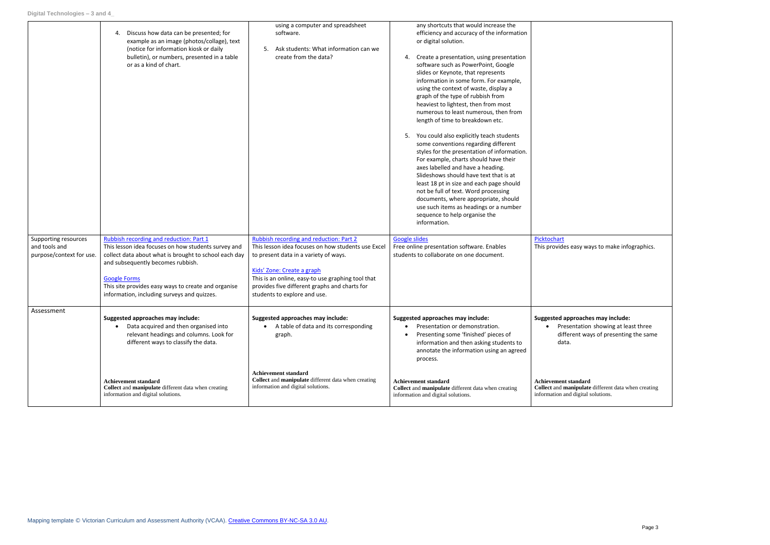| | | | | |
|---|---|---|---|---|
| | 4. Discuss how data can be presented; for example as an image (photos/collage), text (notice for information kiosk or daily bulletin), or numbers, presented in a table or as a kind of chart. | using a computer and spreadsheet software.<br><br>5. Ask students: What information can we create from the data? | any shortcuts that would increase the efficiency and accuracy of the information or digital solution.<br><br>4. Create a presentation, using presentation software such as PowerPoint, Google slides or Keynote, that represents information in some form. For example, using the context of waste, display a graph of the type of rubbish from heaviest to lightest, then from most numerous to least numerous, then from length of time to breakdown etc.<br><br>5. You could also explicitly teach students some conventions regarding different styles for the presentation of information. For example, charts should have their axes labelled and have a heading. Slideshows should have text that is at least 18 pt in size and each page should not be full of text. Word processing documents, where appropriate, should use such items as headings or a number sequence to help organise the information. | |
| Supporting resources and tools and purpose/context for use. | Rubbish recording and reduction: Part 1<br>This lesson idea focuses on how students survey and collect data about what is brought to school each day and subsequently becomes rubbish.<br><br>Google Forms<br>This site provides easy ways to create and organise information, including surveys and quizzes. | Rubbish recording and reduction: Part 2<br>This lesson idea focuses on how students use Excel to present data in a variety of ways.<br><br>Kids' Zone: Create a graph<br>This is an online, easy-to use graphing tool that provides five different graphs and charts for students to explore and use. | Google slides<br>Free online presentation software. Enables students to collaborate on one document. | Picktochart<br>This provides easy ways to make infographics. |
| Assessment | **Suggested approaches may include:**<br>• Data acquired and then organised into relevant headings and columns. Look for different ways to classify the data.<br><br>**Achievement standard**<br>**Collect** and **manipulate** different data when creating information and digital solutions. | **Suggested approaches may include:**<br>• A table of data and its corresponding graph.<br><br>**Achievement standard**<br>**Collect** and **manipulate** different data when creating information and digital solutions. | **Suggested approaches may include:**<br>• Presentation or demonstration.<br>• Presenting some 'finished' pieces of information and then asking students to annotate the information using an agreed process.<br><br>**Achievement standard**<br>**Collect** and **manipulate** different data when creating information and digital solutions. | **Suggested approaches may include:**<br>• Presentation showing at least three different ways of presenting the same data.<br><br>**Achievement standard**<br>**Collect** and **manipulate** different data when creating information and digital solutions. |

Mapping template © Victorian Curriculum and Assessment Authority (VCAA). Creative Commons BY-NC-SA 3.0 AU.